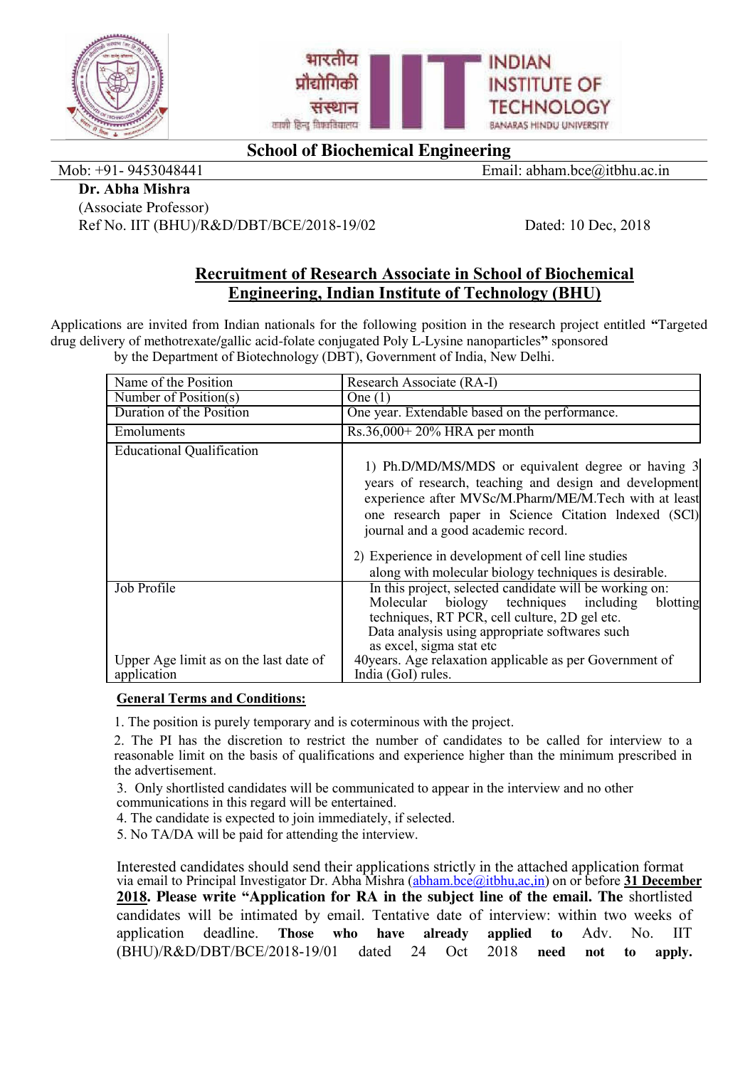भारतीय प्रौद्योगिकी संस्थान
काशी हिन्दू विश्वविद्यालय

INDIAN INSTITUTE OF TECHNOLOGY
BANARAS HINDU UNIVERSITY

## School of Biochemical Engineering

Mob: +91- 9453048441 Email: abham.bce@itbhu.ac.in

**Dr. Abha Mishra**
(Associate Professor)
Ref No. IIT (BHU)/R&D/DBT/BCE/2018-19/02 Dated: 10 Dec, 2018

## Recruitment of Research Associate in School of Biochemical Engineering, Indian Institute of Technology (BHU)

Applications are invited from Indian nationals for the following position in the research project entitled **"**Targeted drug delivery of methotrexate/gallic acid-folate conjugated Poly L-Lysine nanoparticles**"** sponsored by the Department of Biotechnology (DBT), Government of India, New Delhi.

| Name of the Position | Research Associate (RA-I) |
|---|---|
| Number of Position(s) | One (1) |
| Duration of the Position | One year. Extendable based on the performance. |
| Emoluments | Rs.36,000+ 20% HRA per month |
| Educational Qualification | 1) Ph.D/MD/MS/MDS or equivalent degree or having 3 years of research, teaching and design and development experience after MVSc/M.Pharm/ME/M.Tech with at least one research paper in Science Citation Indexed (SCI) journal and a good academic record. 2) Experience in development of cell line studies along with molecular biology techniques is desirable. |
| Job Profile | In this project, selected candidate will be working on: Molecular biology techniques including blotting techniques, RT PCR, cell culture, 2D gel etc. Data analysis using appropriate softwares such as excel, sigma stat etc |
| Upper Age limit as on the last date of application | 40years. Age relaxation applicable as per Government of India (GoI) rules. |

**General Terms and Conditions:**

1. The position is purely temporary and is coterminous with the project.
2. The PI has the discretion to restrict the number of candidates to be called for interview to a reasonable limit on the basis of qualifications and experience higher than the minimum prescribed in the advertisement.
3. Only shortlisted candidates will be communicated to appear in the interview and no other communications in this regard will be entertained.
4. The candidate is expected to join immediately, if selected.
5. No TA/DA will be paid for attending the interview.

Interested candidates should send their applications strictly in the attached application format via email to Principal Investigator Dr. Abha Mishra (abham.bce@itbhu,ac,in) on or before **31 December 2018. Please write "Application for RA in the subject line of the email. The** shortlisted candidates will be intimated by email. Tentative date of interview: within two weeks of application deadline. **Those who have already applied to** Adv. No. IIT (BHU)/R&D/DBT/BCE/2018-19/01 dated 24 Oct 2018 **need not to apply.**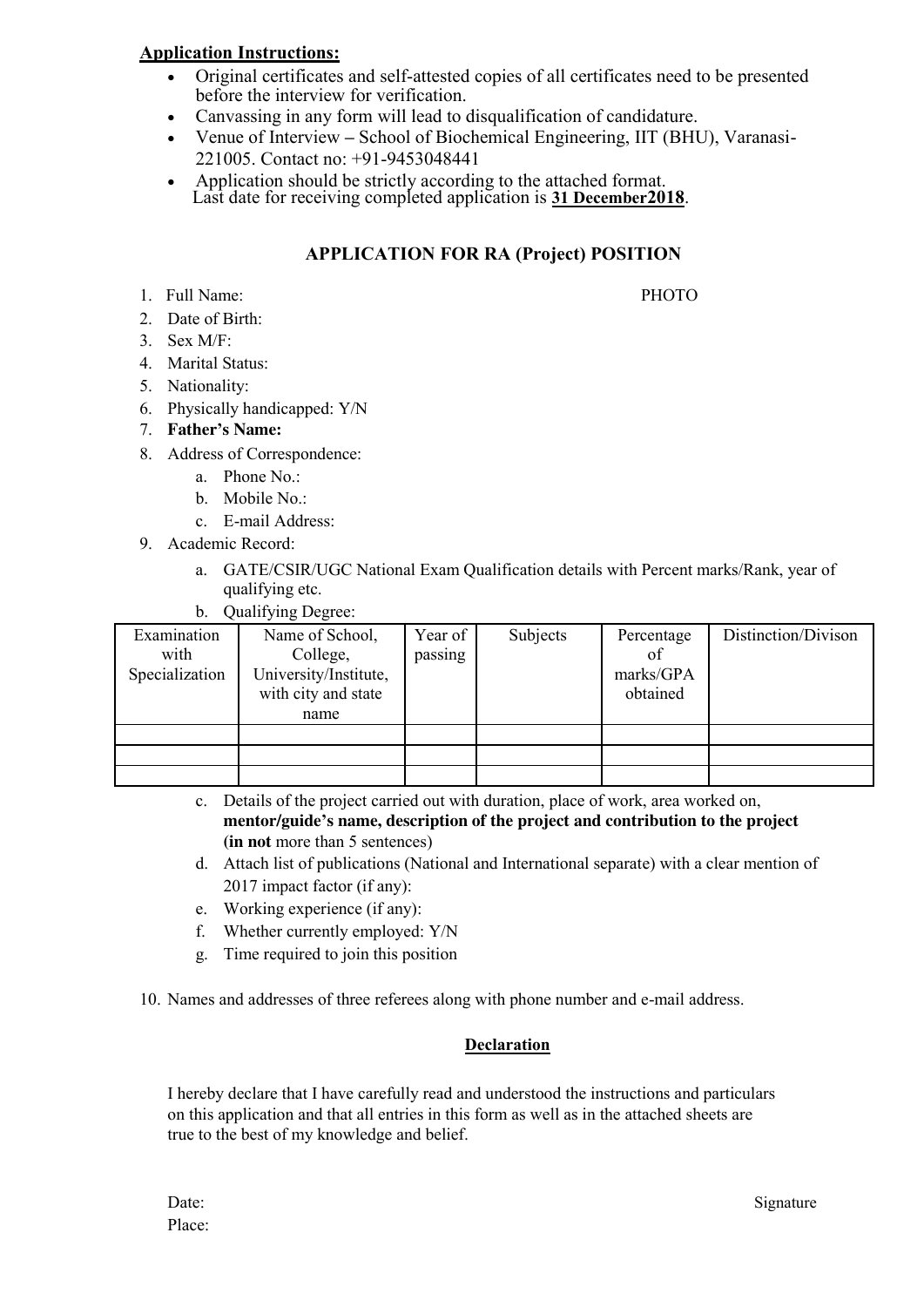**Application Instructions:**

- Original certificates and self-attested copies of all certificates need to be presented before the interview for verification.
- Canvassing in any form will lead to disqualification of candidature.
- Venue of Interview – School of Biochemical Engineering, IIT (BHU), Varanasi-221005. Contact no: +91-9453048441
- Application should be strictly according to the attached format.

Last date for receiving completed application is **31 December2018**.

## APPLICATION FOR RA (Project) POSITION

PHOTO

1. Full Name:
2. Date of Birth:
3. Sex M/F:
4. Marital Status:
5. Nationality:
6. Physically handicapped: Y/N
7. **Father's Name:**
8. Address of Correspondence:
   a. Phone No.:
   b. Mobile No.:
   c. E-mail Address:
9. Academic Record:
   a. GATE/CSIR/UGC National Exam Qualification details with Percent marks/Rank, year of qualifying etc.
   b. Qualifying Degree:

| Examination with Specialization | Name of School, College, University/Institute, with city and state name | Year of passing | Subjects | Percentage of marks/GPA obtained | Distinction/Divison |
|---|---|---|---|---|---|
| | | | | | |
| | | | | | |
| | | | | | |

   c. Details of the project carried out with duration, place of work, area worked on, **mentor/guide's name, description of the project and contribution to the project (in not** more than 5 sentences)
   d. Attach list of publications (National and International separate) with a clear mention of 2017 impact factor (if any):
   e. Working experience (if any):
   f. Whether currently employed: Y/N
   g. Time required to join this position

10. Names and addresses of three referees along with phone number and e-mail address.

**Declaration**

I hereby declare that I have carefully read and understood the instructions and particulars on this application and that all entries in this form as well as in the attached sheets are true to the best of my knowledge and belief.

Date:

Place:

Signature